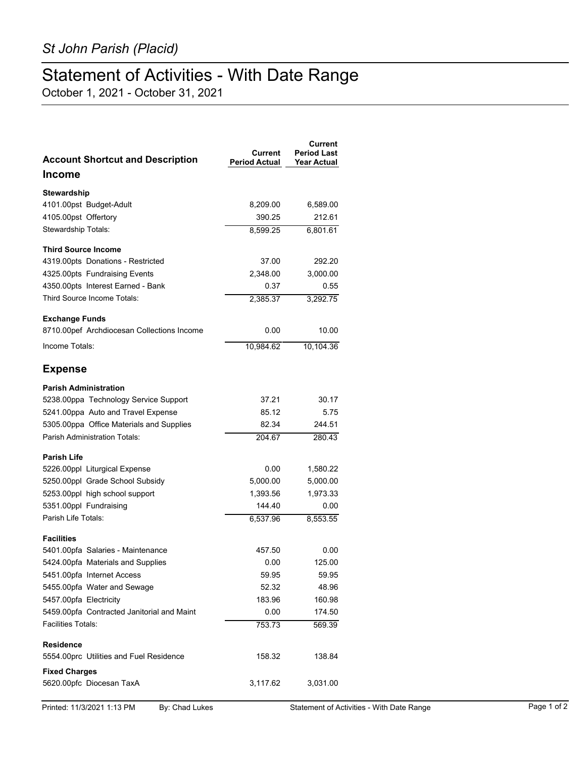*St John Parish (Placid)*

# Statement of Activities - With Date Range

October 1, 2021 - October 31, 2021

| Account Shortcut and Description | Current Period Actual | Current Period Last Year Actual |
|---|---|---|
| **Income** | | |
| **Stewardship** | | |
| 4101.00pst Budget-Adult | 8,209.00 | 6,589.00 |
| 4105.00pst Offertory | 390.25 | 212.61 |
| Stewardship Totals: | 8,599.25 | 6,801.61 |
| **Third Source Income** | | |
| 4319.00pts Donations - Restricted | 37.00 | 292.20 |
| 4325.00pts Fundraising Events | 2,348.00 | 3,000.00 |
| 4350.00pts Interest Earned - Bank | 0.37 | 0.55 |
| Third Source Income Totals: | 2,385.37 | 3,292.75 |
| **Exchange Funds** | | |
| 8710.00pef Archdiocesan Collections Income | 0.00 | 10.00 |
| Income Totals: | 10,984.62 | 10,104.36 |
| **Expense** | | |
| **Parish Administration** | | |
| 5238.00ppa Technology Service Support | 37.21 | 30.17 |
| 5241.00ppa Auto and Travel Expense | 85.12 | 5.75 |
| 5305.00ppa Office Materials and Supplies | 82.34 | 244.51 |
| Parish Administration Totals: | 204.67 | 280.43 |
| **Parish Life** | | |
| 5226.00ppl Liturgical Expense | 0.00 | 1,580.22 |
| 5250.00ppl Grade School Subsidy | 5,000.00 | 5,000.00 |
| 5253.00ppl high school support | 1,393.56 | 1,973.33 |
| 5351.00ppl Fundraising | 144.40 | 0.00 |
| Parish Life Totals: | 6,537.96 | 8,553.55 |
| **Facilities** | | |
| 5401.00pfa Salaries - Maintenance | 457.50 | 0.00 |
| 5424.00pfa Materials and Supplies | 0.00 | 125.00 |
| 5451.00pfa Internet Access | 59.95 | 59.95 |
| 5455.00pfa Water and Sewage | 52.32 | 48.96 |
| 5457.00pfa Electricity | 183.96 | 160.98 |
| 5459.00pfa Contracted Janitorial and Maint | 0.00 | 174.50 |
| Facilities Totals: | 753.73 | 569.39 |
| **Residence** | | |
| 5554.00prc Utilities and Fuel Residence | 158.32 | 138.84 |
| **Fixed Charges** | | |
| 5620.00pfc Diocesan TaxA | 3,117.62 | 3,031.00 |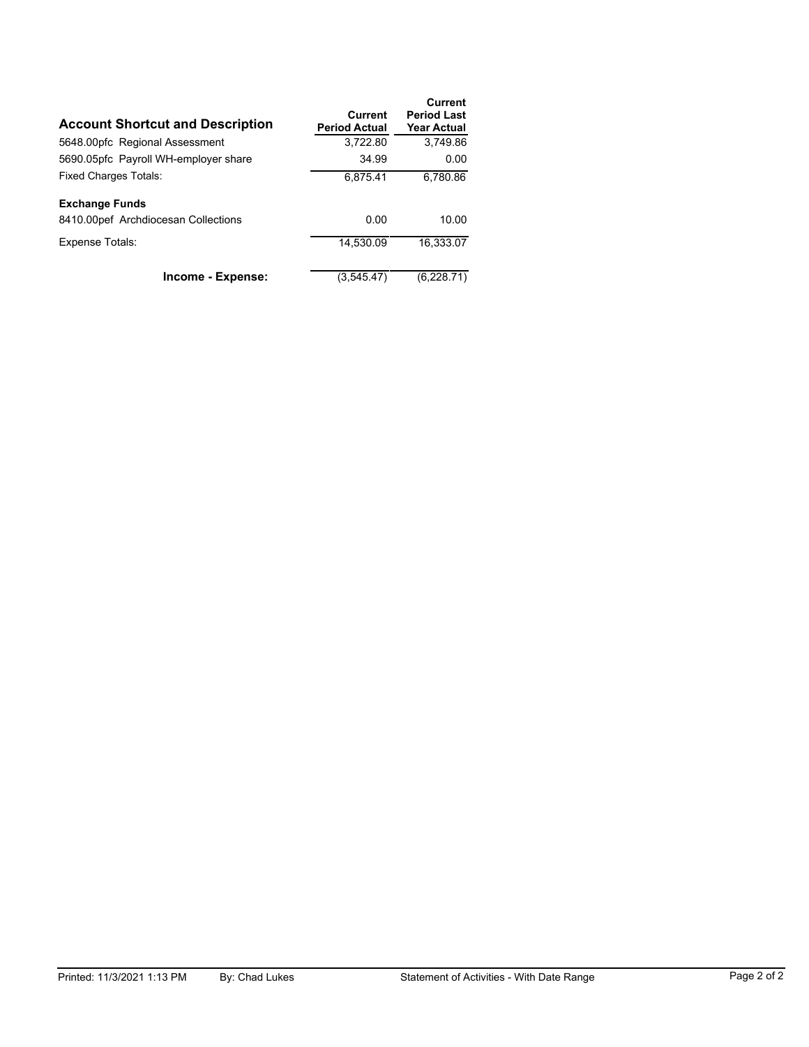| Account Shortcut and Description | Current Period Actual | Current Period Last Year Actual |
| --- | --- | --- |
| 5648.00pfc Regional Assessment | 3,722.80 | 3,749.86 |
| 5690.05pfc Payroll WH-employer share | 34.99 | 0.00 |
| Fixed Charges Totals: | 6,875.41 | 6,780.86 |
| **Exchange Funds** | | |
| 8410.00pef Archdiocesan Collections | 0.00 | 10.00 |
| Expense Totals: | 14,530.09 | 16,333.07 |
| **Income - Expense:** | (3,545.47) | (6,228.71) |

Printed: 11/3/2021 1:13 PM By: Chad Lukes Statement of Activities - With Date Range